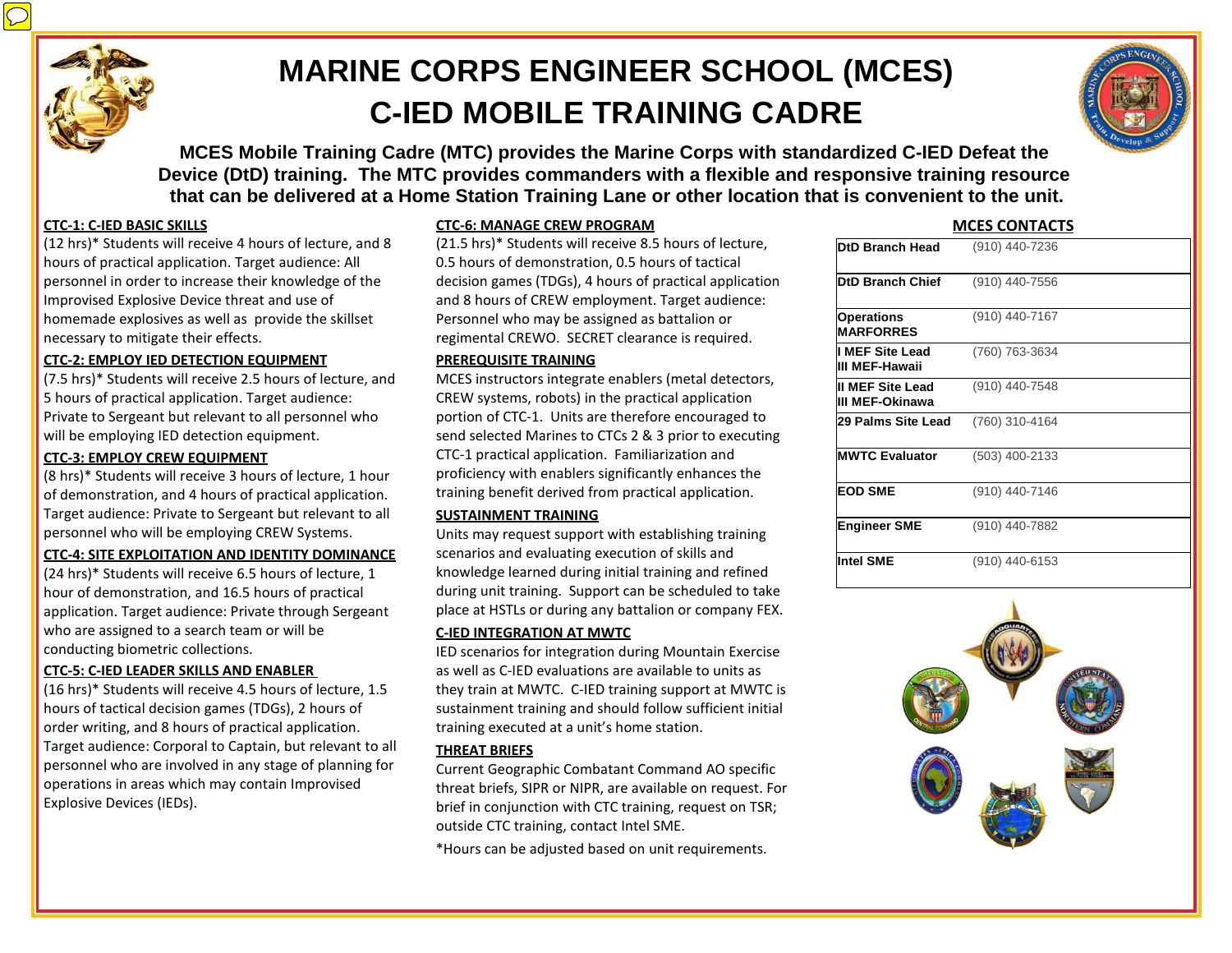# MARINE CORPS ENGINEER SCHOOL (MCES)
# C-IED MOBILE TRAINING CADRE

**MCES Mobile Training Cadre (MTC) provides the Marine Corps with standardized C-IED Defeat the Device (DtD) training. The MTC provides commanders with a flexible and responsive training resource that can be delivered at a Home Station Training Lane or other location that is convenient to the unit.**

### CTC-1: C-IED BASIC SKILLS

(12 hrs)* Students will receive 4 hours of lecture, and 8 hours of practical application. Target audience: All personnel in order to increase their knowledge of the Improvised Explosive Device threat and use of homemade explosives as well as provide the skillset necessary to mitigate their effects.

### CTC-2: EMPLOY IED DETECTION EQUIPMENT

(7.5 hrs)* Students will receive 2.5 hours of lecture, and 5 hours of practical application. Target audience: Private to Sergeant but relevant to all personnel who will be employing IED detection equipment.

### CTC-3: EMPLOY CREW EQUIPMENT

(8 hrs)* Students will receive 3 hours of lecture, 1 hour of demonstration, and 4 hours of practical application. Target audience: Private to Sergeant but relevant to all personnel who will be employing CREW Systems.

### CTC-4: SITE EXPLOITATION AND IDENTITY DOMINANCE

(24 hrs)* Students will receive 6.5 hours of lecture, 1 hour of demonstration, and 16.5 hours of practical application. Target audience: Private through Sergeant who are assigned to a search team or will be conducting biometric collections.

### CTC-5: C-IED LEADER SKILLS AND ENABLER

(16 hrs)* Students will receive 4.5 hours of lecture, 1.5 hours of tactical decision games (TDGs), 2 hours of order writing, and 8 hours of practical application. Target audience: Corporal to Captain, but relevant to all personnel who are involved in any stage of planning for operations in areas which may contain Improvised Explosive Devices (IEDs).

### CTC-6: MANAGE CREW PROGRAM

(21.5 hrs)* Students will receive 8.5 hours of lecture, 0.5 hours of demonstration, 0.5 hours of tactical decision games (TDGs), 4 hours of practical application and 8 hours of CREW employment. Target audience: Personnel who may be assigned as battalion or regimental CREWO. SECRET clearance is required.

### PREREQUISITE TRAINING

MCES instructors integrate enablers (metal detectors, CREW systems, robots) in the practical application portion of CTC-1. Units are therefore encouraged to send selected Marines to CTCs 2 & 3 prior to executing CTC-1 practical application. Familiarization and proficiency with enablers significantly enhances the training benefit derived from practical application.

### SUSTAINMENT TRAINING

Units may request support with establishing training scenarios and evaluating execution of skills and knowledge learned during initial training and refined during unit training. Support can be scheduled to take place at HSTLs or during any battalion or company FEX.

### C-IED INTEGRATION AT MWTC

IED scenarios for integration during Mountain Exercise as well as C-IED evaluations are available to units as they train at MWTC. C-IED training support at MWTC is sustainment training and should follow sufficient initial training executed at a unit's home station.

### THREAT BRIEFS

Current Geographic Combatant Command AO specific threat briefs, SIPR or NIPR, are available on request. For brief in conjunction with CTC training, request on TSR; outside CTC training, contact Intel SME.

*Hours can be adjusted based on unit requirements.

### MCES CONTACTS

| | |
|---|---|
| **DtD Branch Head** | (910) 440-7236 |
| **DtD Branch Chief** | (910) 440-7556 |
| **Operations MARFORRES** | (910) 440-7167 |
| **I MEF Site Lead III MEF-Hawaii** | (760) 763-3634 |
| **II MEF Site Lead III MEF-Okinawa** | (910) 440-7548 |
| **29 Palms Site Lead** | (760) 310-4164 |
| **MWTC Evaluator** | (503) 400-2133 |
| **EOD SME** | (910) 440-7146 |
| **Engineer SME** | (910) 440-7882 |
| **Intel SME** | (910) 440-6153 |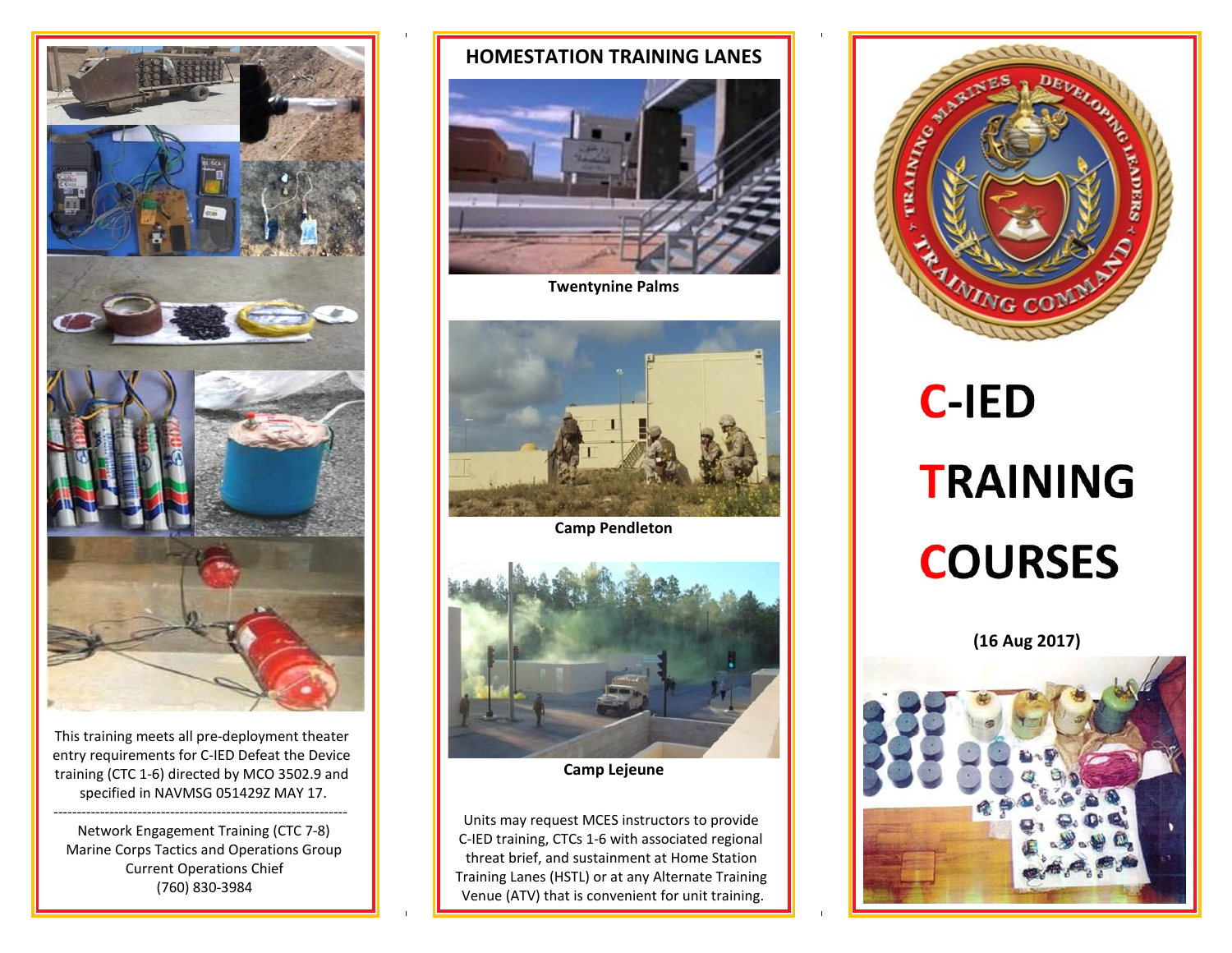This training meets all pre-deployment theater entry requirements for C-IED Defeat the Device training (CTC 1-6) directed by MCO 3502.9 and specified in NAVMSG 051429Z MAY 17.

---

Network Engagement Training (CTC 7-8)
Marine Corps Tactics and Operations Group
Current Operations Chief
(760) 830-3984

## HOMESTATION TRAINING LANES

Twentynine Palms

Camp Pendleton

Camp Lejeune

Units may request MCES instructors to provide C-IED training, CTCs 1-6 with associated regional threat brief, and sustainment at Home Station Training Lanes (HSTL) or at any Alternate Training Venue (ATV) that is convenient for unit training.

# C-IED TRAINING COURSES

**(16 Aug 2017)**